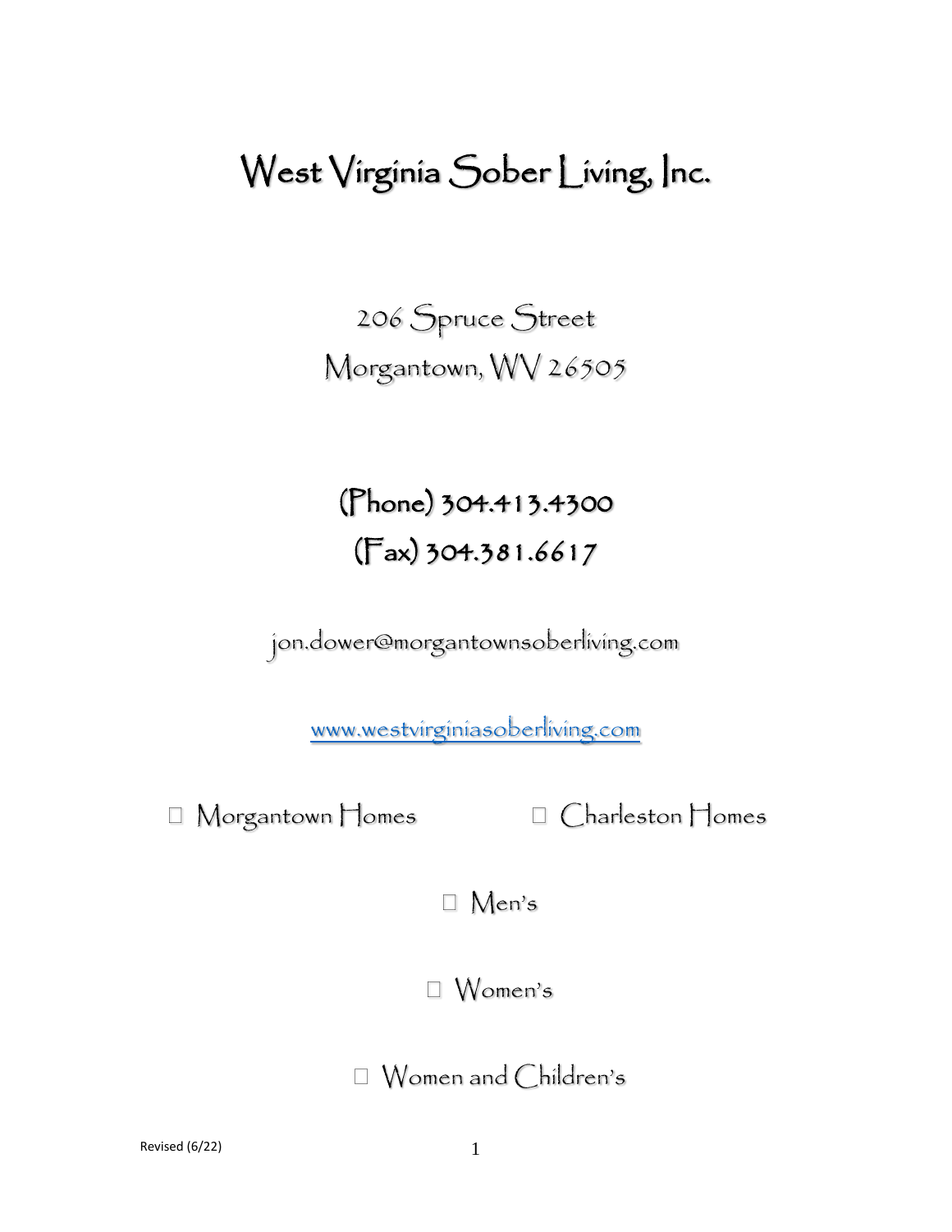# West Virginia Sober Living, Inc.

206 Spruce Street
Morgantown, WV 26505

**(Phone) 304.413.4300**
**(Fax) 304.381.6617**

jon.dower@morgantownsoberliving.com

[www.westvirginiasoberliving.com](http://www.westvirginiasoberliving.com)

- Morgantown Homes
- Charleston Homes

- Men's
- Women's
- Women and Children's

Revised (6/22)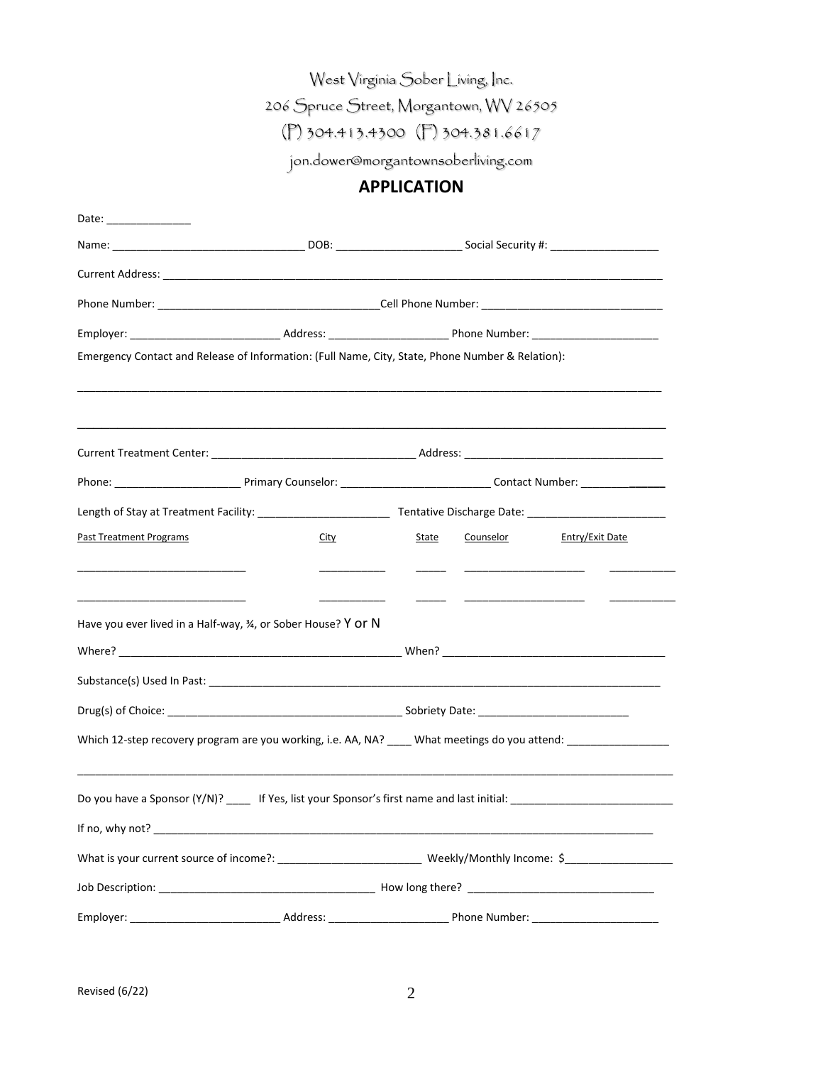West Virginia Sober Living, Inc.

206 Spruce Street, Morgantown, WV 26505

(P) 304.413.4300 (F) 304.381.6617

jon.dower@morgantownsoberliving.com

# APPLICATION

Date: ______________

Name: _______________________________ DOB: ____________________ Social Security #: _________________

Current Address: ___________________________________________________________________________________

Phone Number: ____________________________________Cell Phone Number: ______________________________

Employer: ________________________ Address: ___________________ Phone Number: _____________________

Emergency Contact and Release of Information: (Full Name, City, State, Phone Number & Relation):

___________________________________________________________________________________________________

___________________________________________________________________________________________________

Current Treatment Center: _________________________________ Address: ________________________________

Phone: ____________________ Primary Counselor: ________________________ Contact Number: ______________

Length of Stay at Treatment Facility: ______________________ Tentative Discharge Date: _______________________

| Past Treatment Programs | City | State | Counselor | Entry/Exit Date |
| --- | --- | --- | --- | --- |
| ___________________________ | __________ | _____ | ___________________ | __________ |
| ___________________________ | __________ | _____ | ___________________ | __________ |

Have you ever lived in a Half-way, ¾, or Sober House? Y or N

Where? ______________________________________________ When? ____________________________________

Substance(s) Used In Past: ____________________________________________________________________________

Drug(s) of Choice: ______________________________________ Sobriety Date: ________________________

Which 12-step recovery program are you working, i.e. AA, NA? ____ What meetings do you attend: ________________

___________________________________________________________________________________________________

Do you have a Sponsor (Y/N)? ____ If Yes, list your Sponsor's first name and last initial: __________________________

If no, why not? _____________________________________________________________________________________

What is your current source of income?: _______________________ Weekly/Monthly Income: $_________________

Job Description: ___________________________________ How long there? ______________________________

Employer: ________________________ Address: ___________________ Phone Number: _____________________

Revised (6/22)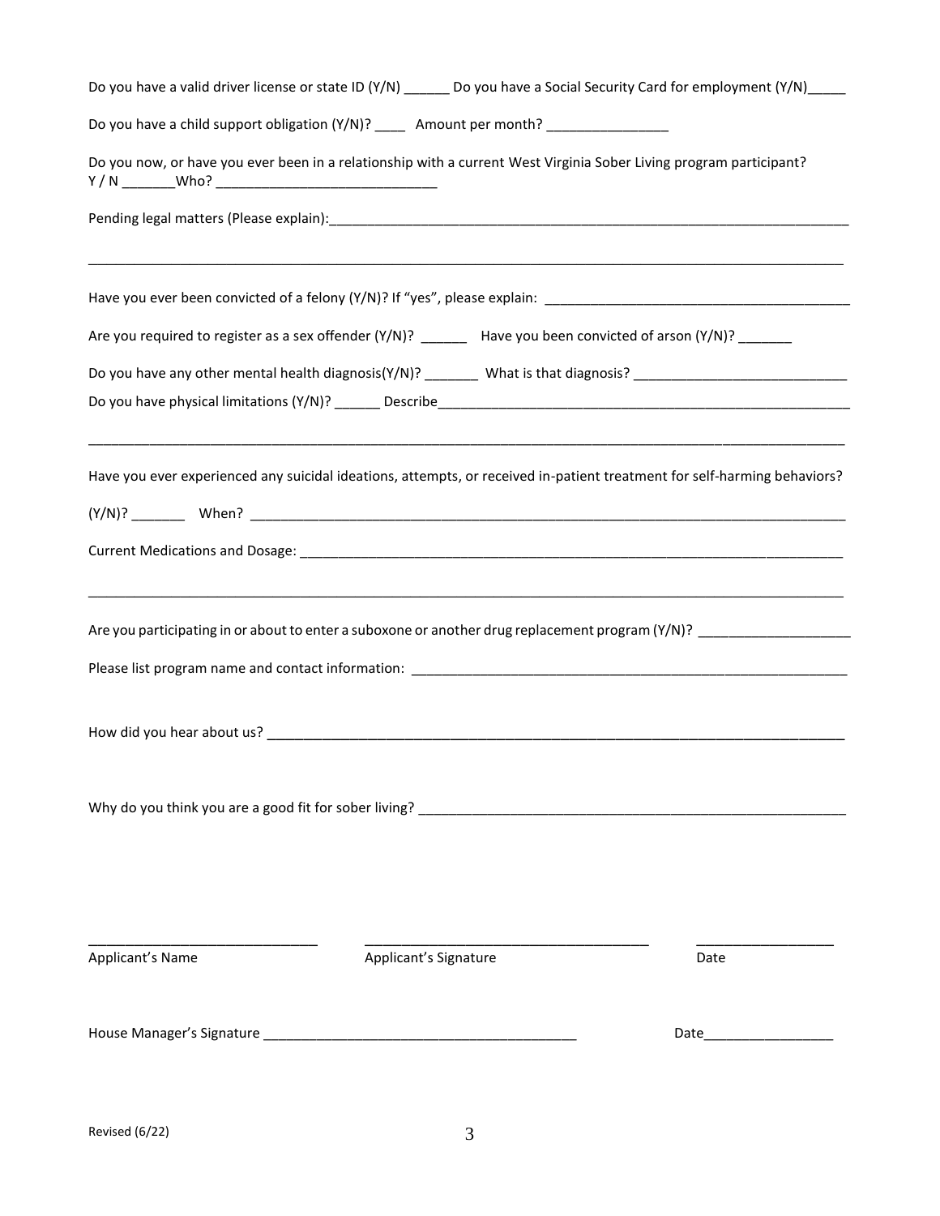Do you have a valid driver license or state ID (Y/N) ______ Do you have a Social Security Card for employment (Y/N)_____

Do you have a child support obligation (Y/N)? ____ Amount per month? ________________

Do you now, or have you ever been in a relationship with a current West Virginia Sober Living program participant?
Y / N _______Who? _____________________________

Pending legal matters (Please explain):_______________________________________________________________________

_____________________________________________________________________________________________________

Have you ever been convicted of a felony (Y/N)? If "yes", please explain: ________________________________________

Are you required to register as a sex offender (Y/N)? ______ Have you been convicted of arson (Y/N)? _______

Do you have any other mental health diagnosis(Y/N)? _______ What is that diagnosis? ___________________________

Do you have physical limitations (Y/N)? ______ Describe________________________________________________________

_____________________________________________________________________________________________________

Have you ever experienced any suicidal ideations, attempts, or received in-patient treatment for self-harming behaviors?

(Y/N)? _______ When? _________________________________________________________________________________

Current Medications and Dosage: _______________________________________________________________________

_____________________________________________________________________________________________________

Are you participating in or about to enter a suboxone or another drug replacement program (Y/N)? ____________________

Please list program name and contact information: __________________________________________________________

How did you hear about us? _____________________________________________________________________________

Why do you think you are a good fit for sober living? ________________________________________________________

_____________________________ _____________________________________ _________________
Applicant's Name Applicant's Signature Date

House Manager's Signature ________________________________________ Date_________________

Revised (6/22)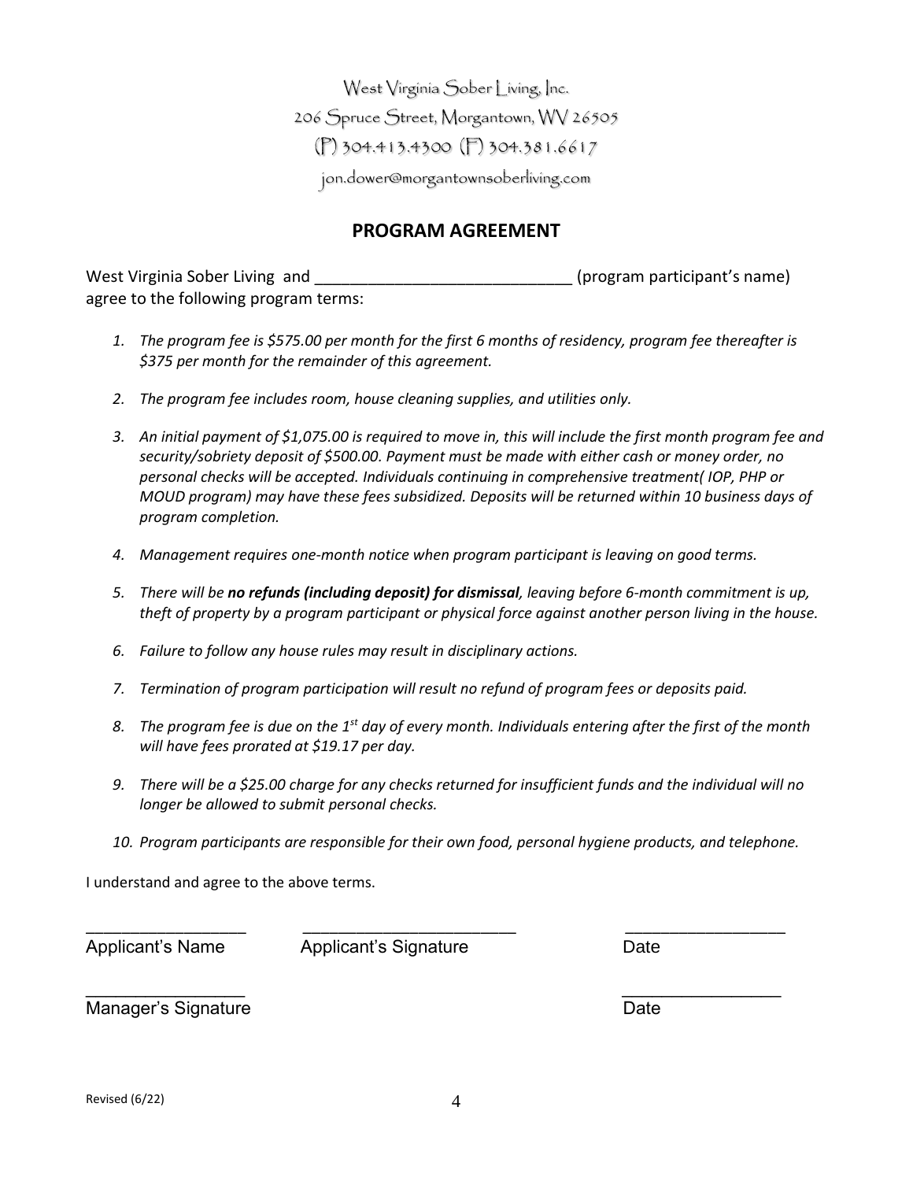West Virginia Sober Living, Inc.
206 Spruce Street, Morgantown, WV 26505
(P) 304.413.4300 (F) 304.381.6617
jon.dower@morgantownsoberliving.com

## PROGRAM AGREEMENT

West Virginia Sober Living and ____________________________ (program participant's name) agree to the following program terms:

1. *The program fee is $575.00 per month for the first 6 months of residency, program fee thereafter is $375 per month for the remainder of this agreement.*

2. *The program fee includes room, house cleaning supplies, and utilities only.*

3. *An initial payment of $1,075.00 is required to move in, this will include the first month program fee and security/sobriety deposit of $500.00. Payment must be made with either cash or money order, no personal checks will be accepted. Individuals continuing in comprehensive treatment( IOP, PHP or MOUD program) may have these fees subsidized. Deposits will be returned within 10 business days of program completion.*

4. *Management requires one-month notice when program participant is leaving on good terms.*

5. *There will be **no refunds (including deposit) for dismissal**, leaving before 6-month commitment is up, theft of property by a program participant or physical force against another person living in the house.*

6. *Failure to follow any house rules may result in disciplinary actions.*

7. *Termination of program participation will result no refund of program fees or deposits paid.*

8. *The program fee is due on the 1st day of every month. Individuals entering after the first of the month will have fees prorated at $19.17 per day.*

9. *There will be a $25.00 charge for any checks returned for insufficient funds and the individual will no longer be allowed to submit personal checks.*

10. *Program participants are responsible for their own food, personal hygiene products, and telephone.*

I understand and agree to the above terms.

_________________ _______________________ _________________
Applicant's Name Applicant's Signature Date

_________________ _________________
Manager's Signature Date

Revised (6/22)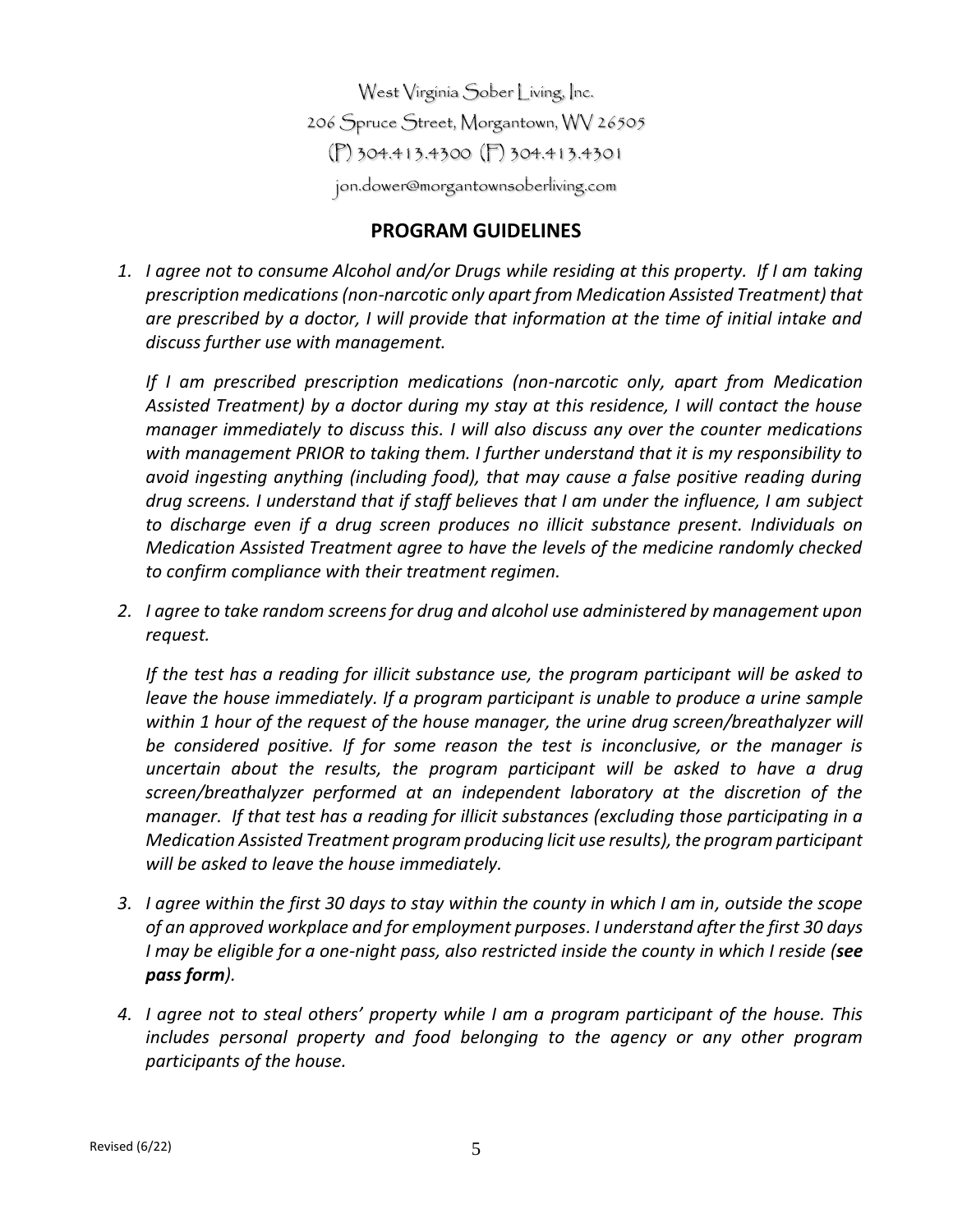West Virginia Sober Living, Inc.
206 Spruce Street, Morgantown, WV 26505
(P) 304.413.4300 (F) 304.413.4301
jon.dower@morgantownsoberliving.com

## PROGRAM GUIDELINES

1. *I agree not to consume Alcohol and/or Drugs while residing at this property. If I am taking prescription medications (non-narcotic only apart from Medication Assisted Treatment) that are prescribed by a doctor, I will provide that information at the time of initial intake and discuss further use with management.*

   *If I am prescribed prescription medications (non-narcotic only, apart from Medication Assisted Treatment) by a doctor during my stay at this residence, I will contact the house manager immediately to discuss this. I will also discuss any over the counter medications with management PRIOR to taking them. I further understand that it is my responsibility to avoid ingesting anything (including food), that may cause a false positive reading during drug screens. I understand that if staff believes that I am under the influence, I am subject to discharge even if a drug screen produces no illicit substance present. Individuals on Medication Assisted Treatment agree to have the levels of the medicine randomly checked to confirm compliance with their treatment regimen.*

2. *I agree to take random screens for drug and alcohol use administered by management upon request.*

   *If the test has a reading for illicit substance use, the program participant will be asked to leave the house immediately. If a program participant is unable to produce a urine sample within 1 hour of the request of the house manager, the urine drug screen/breathalyzer will be considered positive. If for some reason the test is inconclusive, or the manager is uncertain about the results, the program participant will be asked to have a drug screen/breathalyzer performed at an independent laboratory at the discretion of the manager. If that test has a reading for illicit substances (excluding those participating in a Medication Assisted Treatment program producing licit use results), the program participant will be asked to leave the house immediately.*

3. *I agree within the first 30 days to stay within the county in which I am in, outside the scope of an approved workplace and for employment purposes. I understand after the first 30 days I may be eligible for a one-night pass, also restricted inside the county in which I reside (**see pass form**).*

4. *I agree not to steal others' property while I am a program participant of the house. This includes personal property and food belonging to the agency or any other program participants of the house.*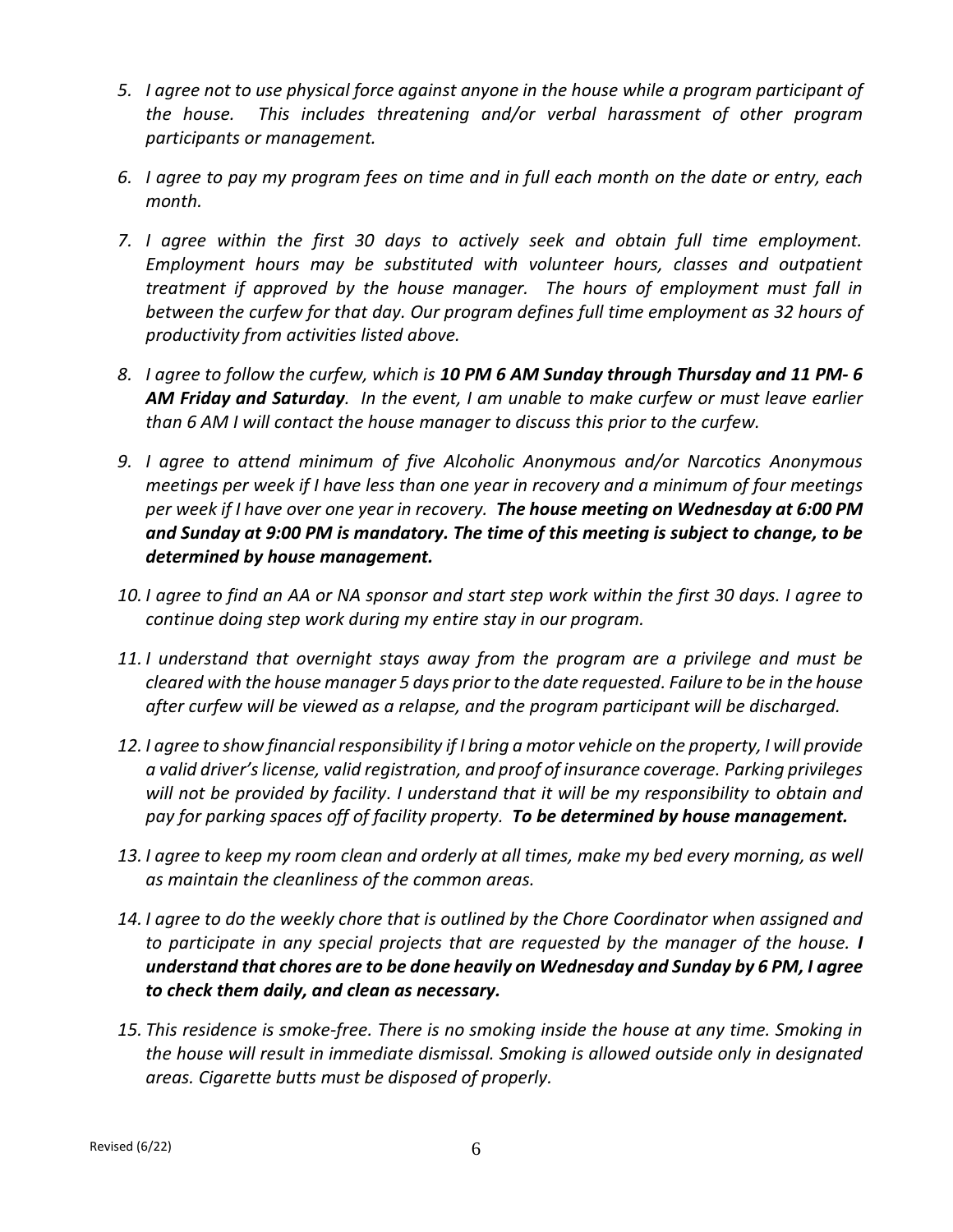5. *I agree not to use physical force against anyone in the house while a program participant of the house. This includes threatening and/or verbal harassment of other program participants or management.*

6. *I agree to pay my program fees on time and in full each month on the date or entry, each month.*

7. *I agree within the first 30 days to actively seek and obtain full time employment. Employment hours may be substituted with volunteer hours, classes and outpatient treatment if approved by the house manager. The hours of employment must fall in between the curfew for that day. Our program defines full time employment as 32 hours of productivity from activities listed above.*

8. *I agree to follow the curfew, which is **10 PM 6 AM Sunday through Thursday and 11 PM- 6 AM Friday and Saturday**. In the event, I am unable to make curfew or must leave earlier than 6 AM I will contact the house manager to discuss this prior to the curfew.*

9. *I agree to attend minimum of five Alcoholic Anonymous and/or Narcotics Anonymous meetings per week if I have less than one year in recovery and a minimum of four meetings per week if I have over one year in recovery. **The house meeting on Wednesday at 6:00 PM and Sunday at 9:00 PM is mandatory. The time of this meeting is subject to change, to be determined by house management.***

10. *I agree to find an AA or NA sponsor and start step work within the first 30 days. I agree to continue doing step work during my entire stay in our program.*

11. *I understand that overnight stays away from the program are a privilege and must be cleared with the house manager 5 days prior to the date requested. Failure to be in the house after curfew will be viewed as a relapse, and the program participant will be discharged.*

12. *I agree to show financial responsibility if I bring a motor vehicle on the property, I will provide a valid driver's license, valid registration, and proof of insurance coverage. Parking privileges will not be provided by facility. I understand that it will be my responsibility to obtain and pay for parking spaces off of facility property. **To be determined by house management.***

13. *I agree to keep my room clean and orderly at all times, make my bed every morning, as well as maintain the cleanliness of the common areas.*

14. *I agree to do the weekly chore that is outlined by the Chore Coordinator when assigned and to participate in any special projects that are requested by the manager of the house. **I understand that chores are to be done heavily on Wednesday and Sunday by 6 PM, I agree to check them daily, and clean as necessary.***

15. *This residence is smoke-free. There is no smoking inside the house at any time. Smoking in the house will result in immediate dismissal. Smoking is allowed outside only in designated areas. Cigarette butts must be disposed of properly.*

Revised (6/22)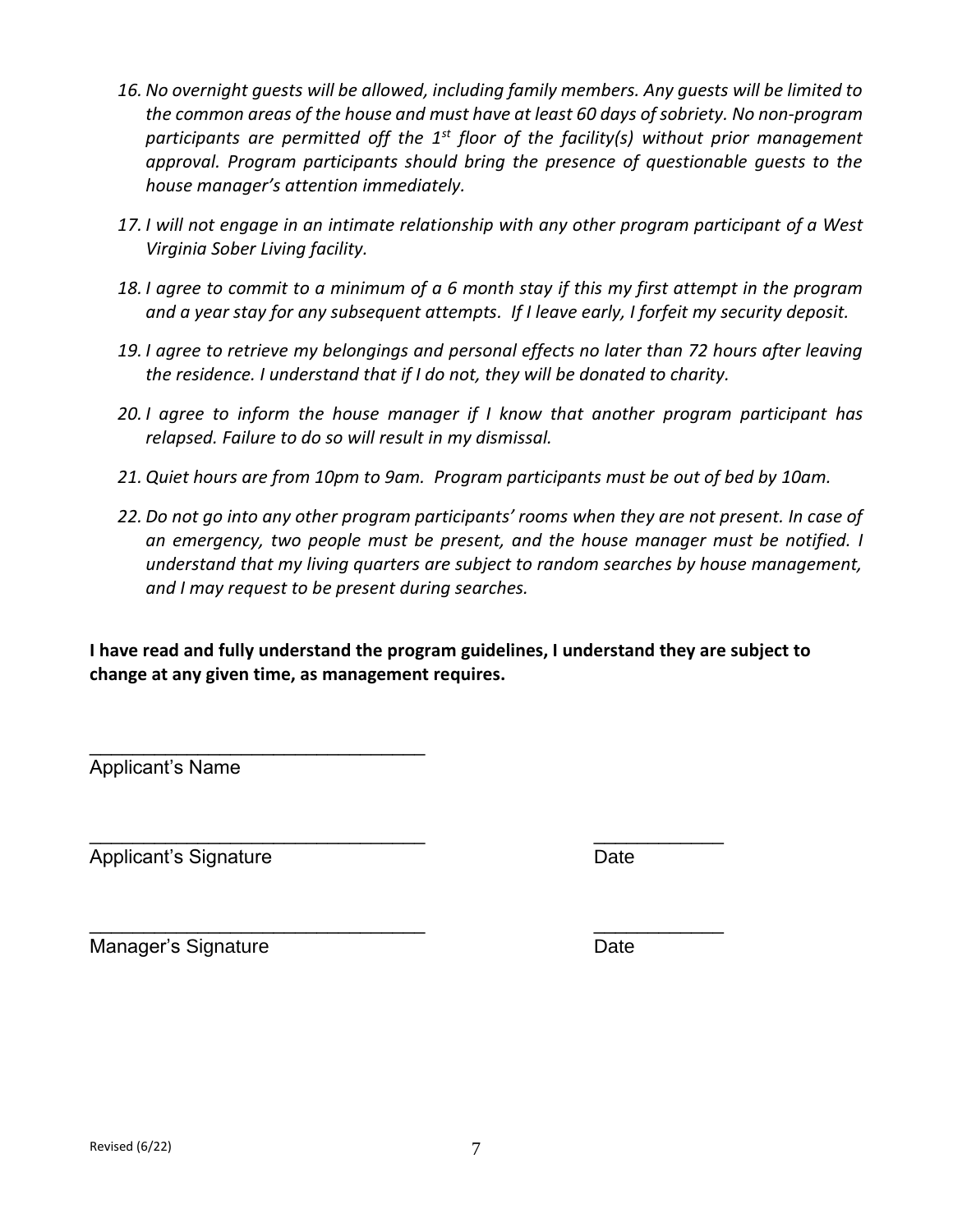16. *No overnight guests will be allowed, including family members. Any guests will be limited to the common areas of the house and must have at least 60 days of sobriety. No non-program participants are permitted off the 1st floor of the facility(s) without prior management approval. Program participants should bring the presence of questionable guests to the house manager's attention immediately.*

17. *I will not engage in an intimate relationship with any other program participant of a West Virginia Sober Living facility.*

18. *I agree to commit to a minimum of a 6 month stay if this my first attempt in the program and a year stay for any subsequent attempts. If I leave early, I forfeit my security deposit.*

19. *I agree to retrieve my belongings and personal effects no later than 72 hours after leaving the residence. I understand that if I do not, they will be donated to charity.*

20. *I agree to inform the house manager if I know that another program participant has relapsed. Failure to do so will result in my dismissal.*

21. *Quiet hours are from 10pm to 9am. Program participants must be out of bed by 10am.*

22. *Do not go into any other program participants' rooms when they are not present. In case of an emergency, two people must be present, and the house manager must be notified. I understand that my living quarters are subject to random searches by house management, and I may request to be present during searches.*

**I have read and fully understand the program guidelines, I understand they are subject to change at any given time, as management requires.**

_______________________________
Applicant's Name

_______________________________ ____________
Applicant's Signature Date

_______________________________ ____________
Manager's Signature Date

Revised (6/22)